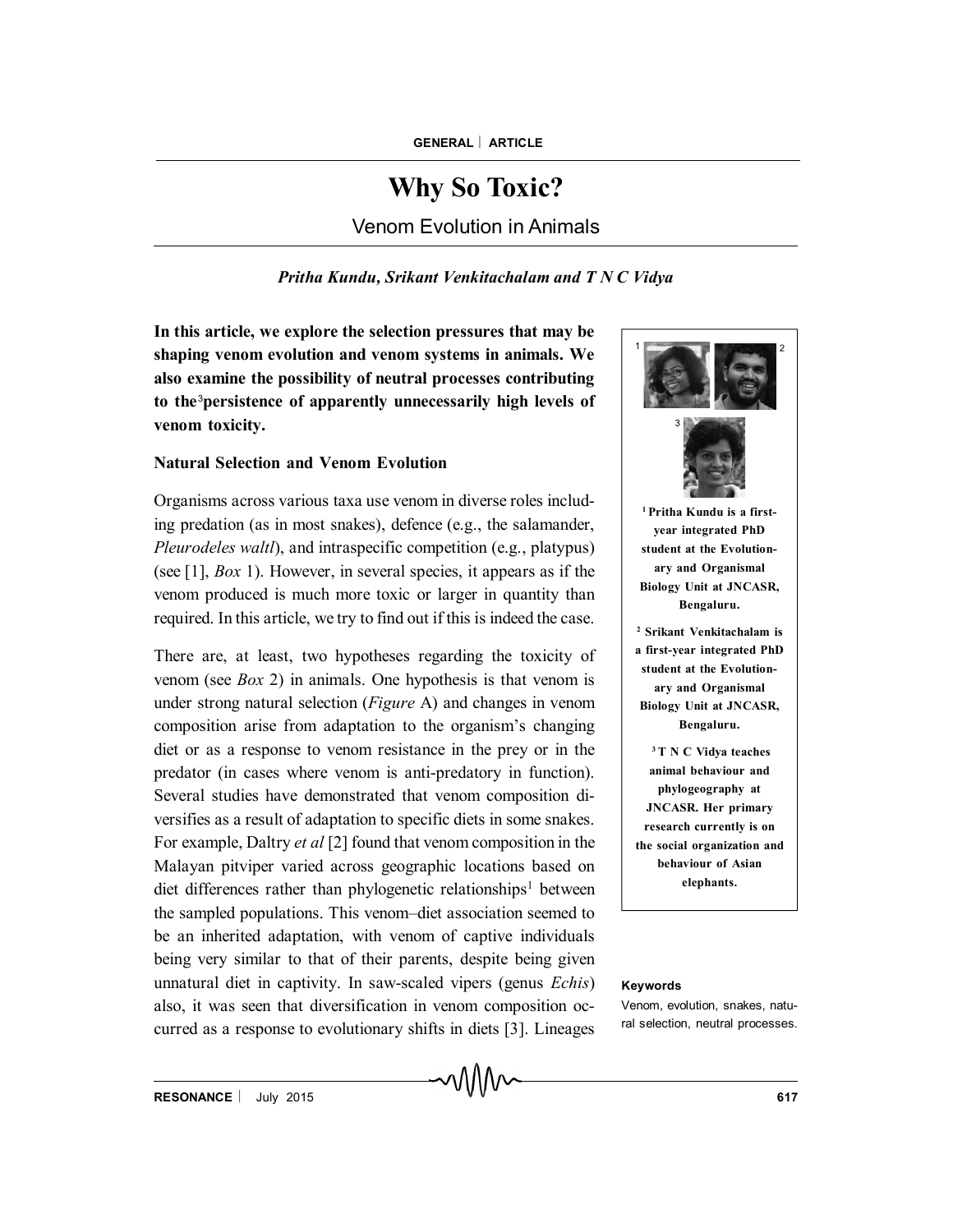# Why So Toxic?

## Venom Evolution in Animals

***Pritha Kundu, Srikant Venkitachalam and T N C Vidya***

**In this article, we explore the selection pressures that may be shaping venom evolution and venom systems in animals. We also examine the possibility of neutral processes contributing to the persistence of apparently unnecessarily high levels of venom toxicity.**

[1] **Pritha Kundu is a first-year integrated PhD student at the Evolutionary and Organismal Biology Unit at JNCASR, Bengaluru.**

[2] **Srikant Venkitachalam is a first-year integrated PhD student at the Evolutionary and Organismal Biology Unit at JNCASR, Bengaluru.**

[3] **T N C Vidya teaches animal behaviour and phylogeography at JNCASR. Her primary research currently is on the social organization and behaviour of Asian elephants.**

### Natural Selection and Venom Evolution

Organisms across various taxa use venom in diverse roles including predation (as in most snakes), defence (e.g., the salamander, *Pleurodeles waltl*), and intraspecific competition (e.g., platypus) (see [1], *Box* 1). However, in several species, it appears as if the venom produced is much more toxic or larger in quantity than required. In this article, we try to find out if this is indeed the case.

There are, at least, two hypotheses regarding the toxicity of venom (see *Box* 2) in animals. One hypothesis is that venom is under strong natural selection (*Figure* A) and changes in venom composition arise from adaptation to the organism's changing diet or as a response to venom resistance in the prey or in the predator (in cases where venom is anti-predatory in function). Several studies have demonstrated that venom composition diversifies as a result of adaptation to specific diets in some snakes. For example, Daltry *et al* [2] found that venom composition in the Malayan pitviper varied across geographic locations based on diet differences rather than phylogenetic relationships[1] between the sampled populations. This venom–diet association seemed to be an inherited adaptation, with venom of captive individuals being very similar to that of their parents, despite being given unnatural diet in captivity. In saw-scaled vipers (genus *Echis*) also, it was seen that diversification in venom composition occurred as a response to evolutionary shifts in diets [3]. Lineages

**Keywords**

Venom, evolution, snakes, natural selection, neutral processes.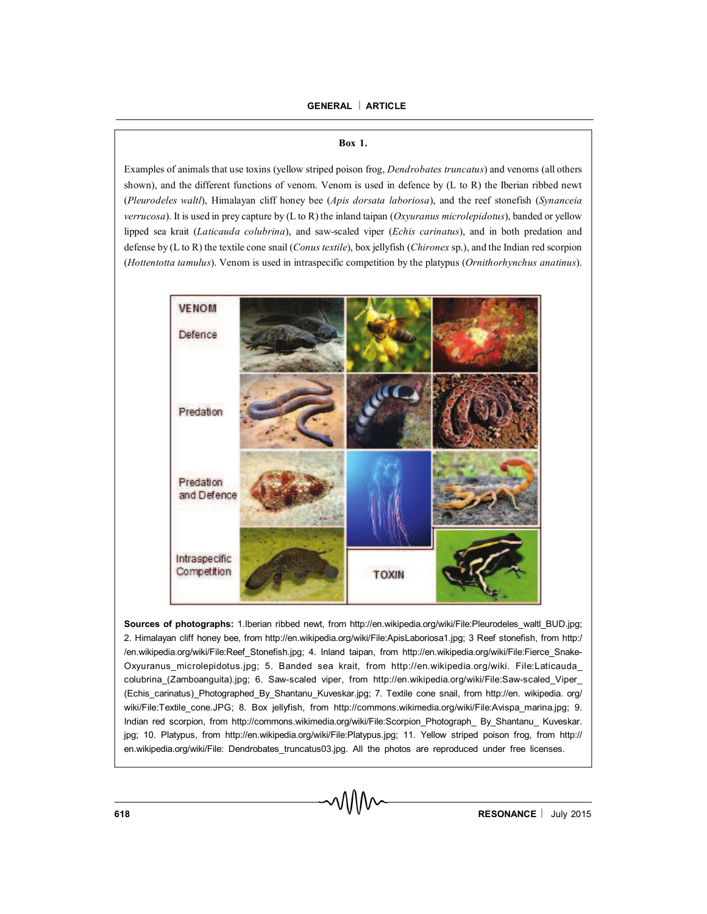**Box 1.**

Examples of animals that use toxins (yellow striped poison frog, *Dendrobates truncatus*) and venoms (all others shown), and the different functions of venom. Venom is used in defence by (L to R) the Iberian ribbed newt (*Pleurodeles waltl*), Himalayan cliff honey bee (*Apis dorsata laboriosa*), and the reef stonefish (*Synanceia verrucosa*). It is used in prey capture by (L to R) the inland taipan (*Oxyuranus microlepidotus*), banded or yellow lipped sea krait (*Laticauda colubrina*), and saw-scaled viper (*Echis carinatus*), and in both predation and defense by (L to R) the textile cone snail (*Conus textile*), box jellyfish (*Chironex* sp.), and the Indian red scorpion (*Hottentotta tamulus*). Venom is used in intraspecific competition by the platypus (*Ornithorhynchus anatinus*).

**Sources of photographs:** 1.Iberian ribbed newt, from http://en.wikipedia.org/wiki/File:Pleurodeles_waltl_BUD.jpg; 2. Himalayan cliff honey bee, from http://en.wikipedia.org/wiki/File:ApisLaboriosa1.jpg; 3 Reef stonefish, from http:/ /en.wikipedia.org/wiki/File:Reef_Stonefish.jpg; 4. Inland taipan, from http://en.wikipedia.org/wiki/File:Fierce_Snake-Oxyuranus_microlepidotus.jpg; 5. Banded sea krait, from http://en.wikipedia.org/wiki. File:Laticauda_ colubrina_(Zamboanguita).jpg; 6. Saw-scaled viper, from http://en.wikipedia.org/wiki/File:Saw-scaled_Viper_ (Echis_carinatus)_Photographed_By_Shantanu_Kuveskar.jpg; 7. Textile cone snail, from http://en. wikipedia. org/ wiki/File:Textile_cone.JPG; 8. Box jellyfish, from http://commons.wikimedia.org/wiki/File:Avispa_marina.jpg; 9. Indian red scorpion, from http://commons.wikimedia.org/wiki/File:Scorpion_Photograph_ By_Shantanu_ Kuveskar. jpg; 10. Platypus, from http://en.wikipedia.org/wiki/File:Platypus.jpg; 11. Yellow striped poison frog, from http:// en.wikipedia.org/wiki/File: Dendrobates_truncatus03.jpg. All the photos are reproduced under free licenses.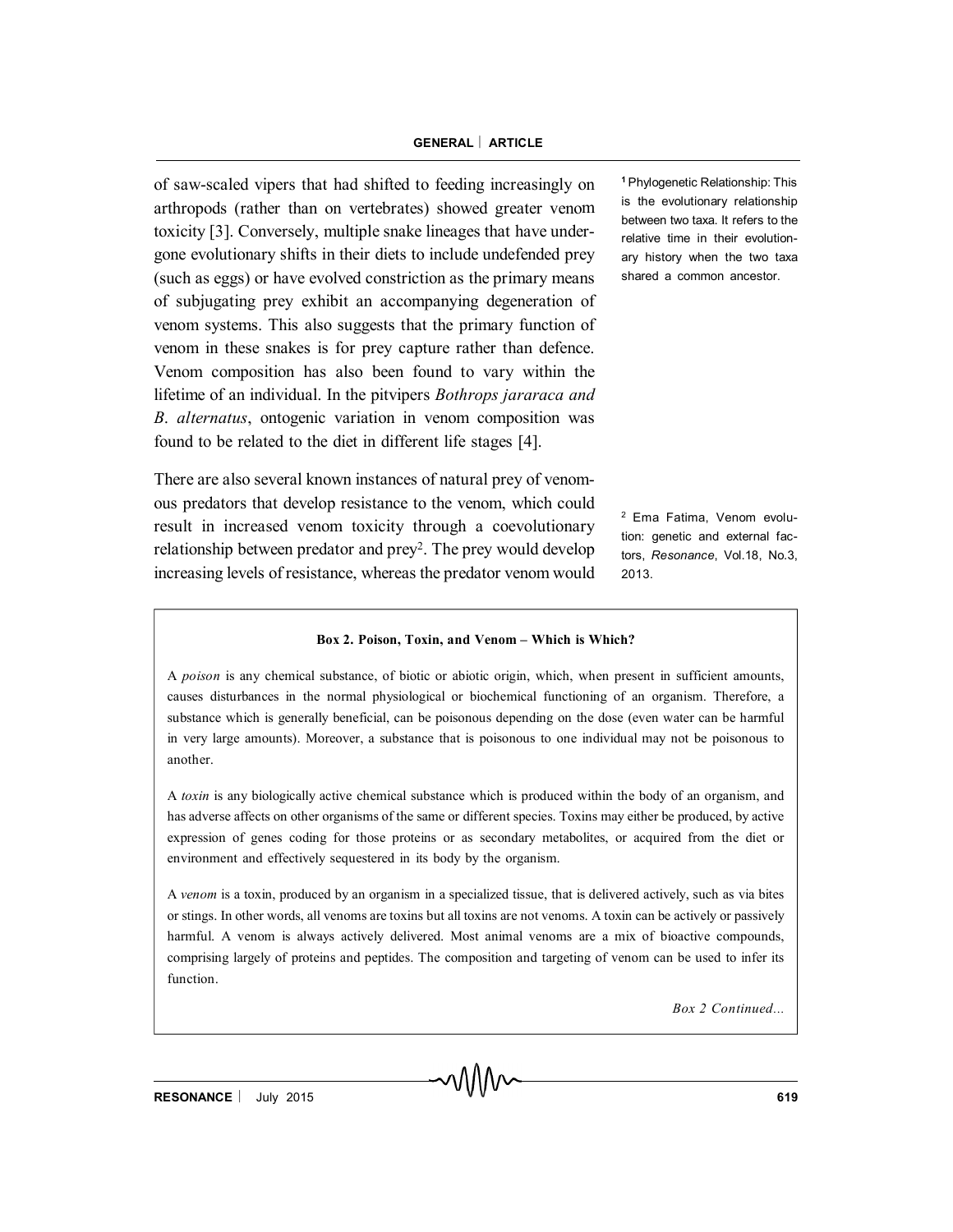of saw-scaled vipers that had shifted to feeding increasingly on arthropods (rather than on vertebrates) showed greater venom toxicity [3]. Conversely, multiple snake lineages that have undergone evolutionary shifts in their diets to include undefended prey (such as eggs) or have evolved constriction as the primary means of subjugating prey exhibit an accompanying degeneration of venom systems. This also suggests that the primary function of venom in these snakes is for prey capture rather than defence. Venom composition has also been found to vary within the lifetime of an individual. In the pitvipers *Bothrops jararaca and B. alternatus*, ontogenic variation in venom composition was found to be related to the diet in different life stages [4].

[1] Phylogenetic Relationship: This is the evolutionary relationship between two taxa. It refers to the relative time in their evolutionary history when the two taxa shared a common ancestor.

There are also several known instances of natural prey of venomous predators that develop resistance to the venom, which could result in increased venom toxicity through a coevolutionary relationship between predator and prey[2]. The prey would develop increasing levels of resistance, whereas the predator venom would

[2] Ema Fatima, Venom evolution: genetic and external factors, *Resonance*, Vol.18, No.3, 2013.

> **Box 2. Poison, Toxin, and Venom – Which is Which?**
>
> A *poison* is any chemical substance, of biotic or abiotic origin, which, when present in sufficient amounts, causes disturbances in the normal physiological or biochemical functioning of an organism. Therefore, a substance which is generally beneficial, can be poisonous depending on the dose (even water can be harmful in very large amounts). Moreover, a substance that is poisonous to one individual may not be poisonous to another.
>
> A *toxin* is any biologically active chemical substance which is produced within the body of an organism, and has adverse affects on other organisms of the same or different species. Toxins may either be produced, by active expression of genes coding for those proteins or as secondary metabolites, or acquired from the diet or environment and effectively sequestered in its body by the organism.
>
> A *venom* is a toxin, produced by an organism in a specialized tissue, that is delivered actively, such as via bites or stings. In other words, all venoms are toxins but all toxins are not venoms. A toxin can be actively or passively harmful. A venom is always actively delivered. Most animal venoms are a mix of bioactive compounds, comprising largely of proteins and peptides. The composition and targeting of venom can be used to infer its function.
>
> *Box 2 Continued...*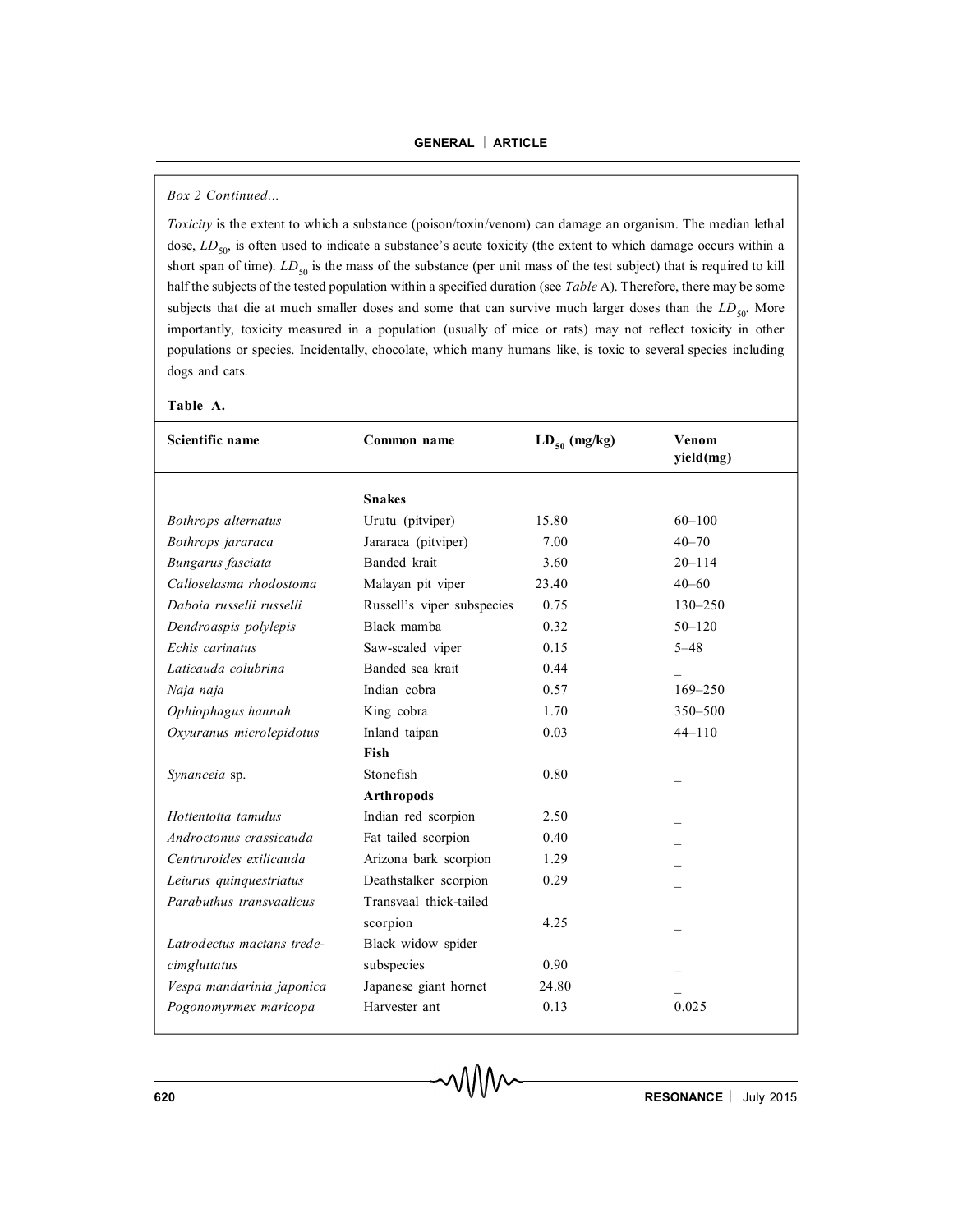*Box 2 Continued...*

*Toxicity* is the extent to which a substance (poison/toxin/venom) can damage an organism. The median lethal dose, $LD_{50}$, is often used to indicate a substance's acute toxicity (the extent to which damage occurs within a short span of time). $LD_{50}$ is the mass of the substance (per unit mass of the test subject) that is required to kill half the subjects of the tested population within a specified duration (see *Table* A). Therefore, there may be some subjects that die at much smaller doses and some that can survive much larger doses than the $LD_{50}$. More importantly, toxicity measured in a population (usually of mice or rats) may not reflect toxicity in other populations or species. Incidentally, chocolate, which many humans like, is toxic to several species including dogs and cats.

**Table A.**

| Scientific name | Common name | $LD_{50}$ (mg/kg) | Venom yield(mg) |
|---|---|---|---|
| | **Snakes** | | |
| *Bothrops alternatus* | Urutu (pitviper) | 15.80 | 60–100 |
| *Bothrops jararaca* | Jararaca (pitviper) | 7.00 | 40–70 |
| *Bungarus fasciata* | Banded krait | 3.60 | 20–114 |
| *Calloselasma rhodostoma* | Malayan pit viper | 23.40 | 40–60 |
| *Daboia russelli russelli* | Russell's viper subspecies | 0.75 | 130–250 |
| *Dendroaspis polylepis* | Black mamba | 0.32 | 50–120 |
| *Echis carinatus* | Saw-scaled viper | 0.15 | 5–48 |
| *Laticauda colubrina* | Banded sea krait | 0.44 | – |
| *Naja naja* | Indian cobra | 0.57 | 169–250 |
| *Ophiophagus hannah* | King cobra | 1.70 | 350–500 |
| *Oxyuranus microlepidotus* | Inland taipan | 0.03 | 44–110 |
| | **Fish** | | |
| *Synanceia* sp. | Stonefish | 0.80 | – |
| | **Arthropods** | | |
| *Hottentotta tamulus* | Indian red scorpion | 2.50 | – |
| *Androctonus crassicauda* | Fat tailed scorpion | 0.40 | – |
| *Centruroides exilicauda* | Arizona bark scorpion | 1.29 | – |
| *Leiurus quinquestriatus* | Deathstalker scorpion | 0.29 | – |
| *Parabuthus transvaalicus* | Transvaal thick-tailed scorpion | 4.25 | – |
| *Latrodectus mactans tredecimgluttatus* | Black widow spider subspecies | 0.90 | – |
| *Vespa mandarinia japonica* | Japanese giant hornet | 24.80 | – |
| *Pogonomyrmex maricopa* | Harvester ant | 0.13 | 0.025 |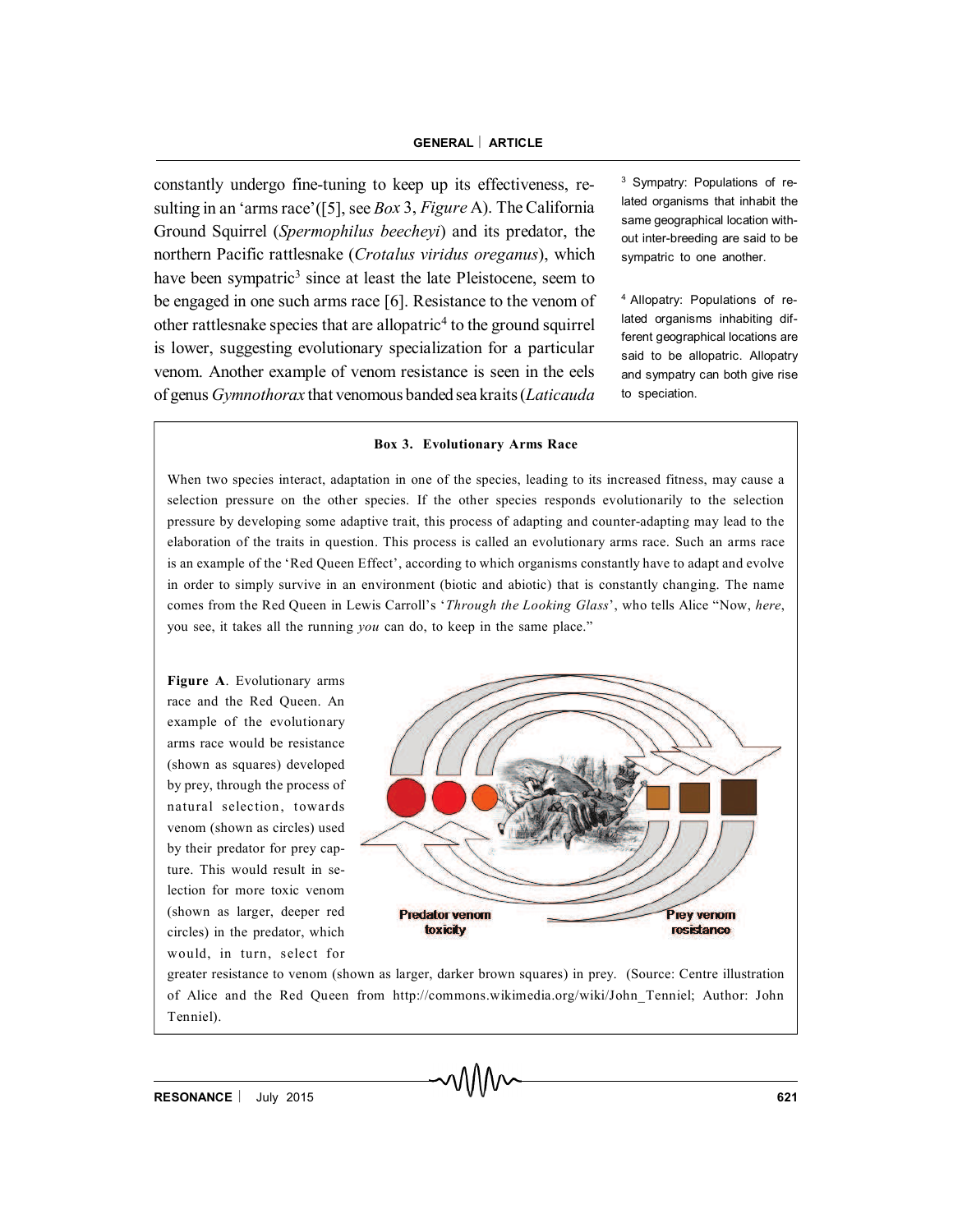constantly undergo fine-tuning to keep up its effectiveness, resulting in an 'arms race'([5], see *Box* 3, *Figure* A). The California Ground Squirrel (*Spermophilus beecheyi*) and its predator, the northern Pacific rattlesnake (*Crotalus viridus oreganus*), which have been sympatric[3] since at least the late Pleistocene, seem to be engaged in one such arms race [6]. Resistance to the venom of other rattlesnake species that are allopatric[4] to the ground squirrel is lower, suggesting evolutionary specialization for a particular venom. Another example of venom resistance is seen in the eels of genus *Gymnothorax* that venomous banded sea kraits (*Laticauda*

[3] Sympatry: Populations of related organisms that inhabit the same geographical location without inter-breeding are said to be sympatric to one another.

[4] Allopatry: Populations of related organisms inhabiting different geographical locations are said to be allopatric. Allopatry and sympatry can both give rise to speciation.

### Box 3. Evolutionary Arms Race

When two species interact, adaptation in one of the species, leading to its increased fitness, may cause a selection pressure on the other species. If the other species responds evolutionarily to the selection pressure by developing some adaptive trait, this process of adapting and counter-adapting may lead to the elaboration of the traits in question. This process is called an evolutionary arms race. Such an arms race is an example of the 'Red Queen Effect', according to which organisms constantly have to adapt and evolve in order to simply survive in an environment (biotic and abiotic) that is constantly changing. The name comes from the Red Queen in Lewis Carroll's '*Through the Looking Glass*', who tells Alice "Now, *here*, you see, it takes all the running *you* can do, to keep in the same place."

Predator venom toxicity

Prey venom resistance

**Figure A**. Evolutionary arms race and the Red Queen. An example of the evolutionary arms race would be resistance (shown as squares) developed by prey, through the process of natural selection, towards venom (shown as circles) used by their predator for prey capture. This would result in selection for more toxic venom (shown as larger, deeper red circles) in the predator, which would, in turn, select for greater resistance to venom (shown as larger, darker brown squares) in prey. (Source: Centre illustration of Alice and the Red Queen from http://commons.wikimedia.org/wiki/John_Tenniel; Author: John Tenniel).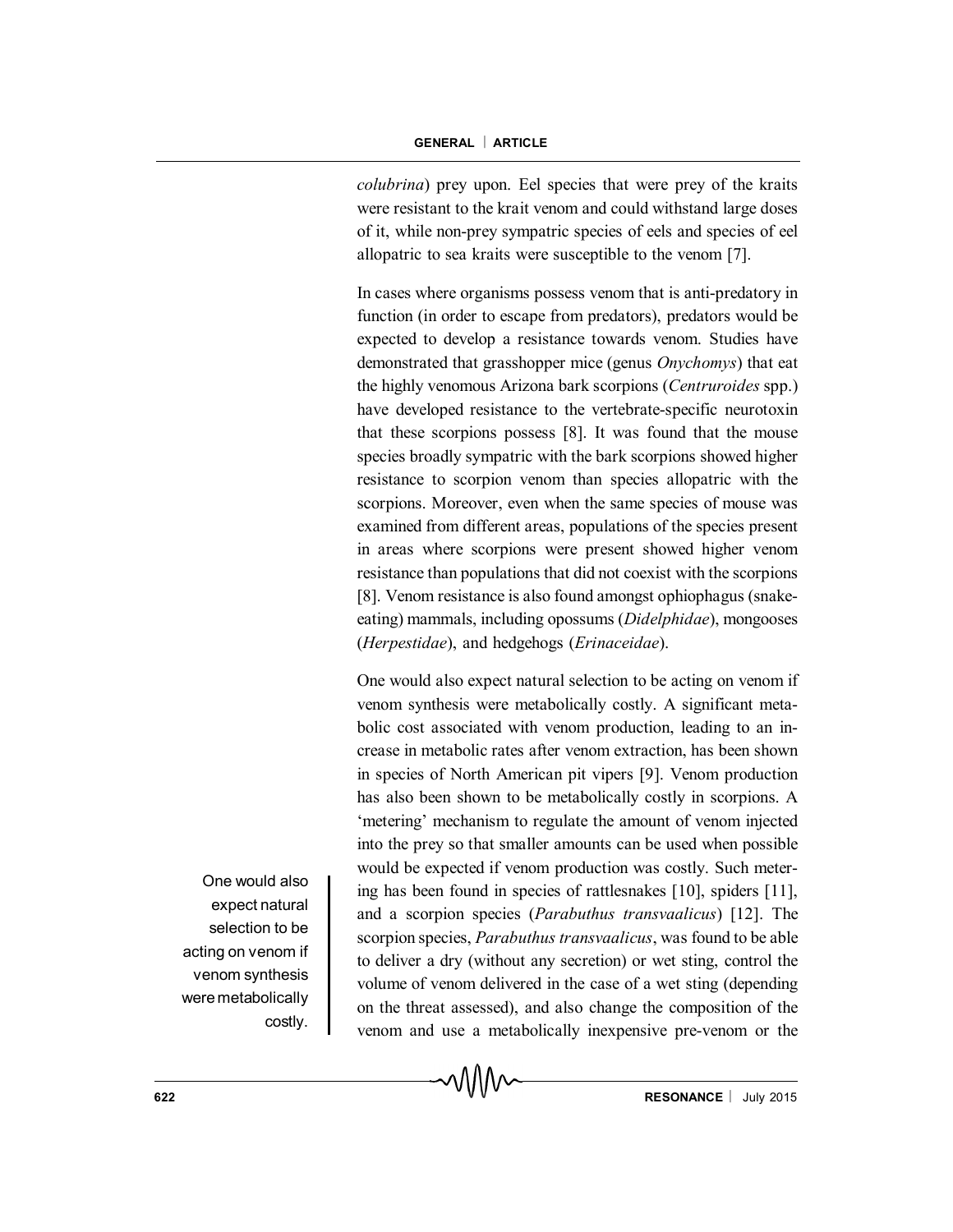*colubrina*) prey upon. Eel species that were prey of the kraits were resistant to the krait venom and could withstand large doses of it, while non-prey sympatric species of eels and species of eel allopatric to sea kraits were susceptible to the venom [7].

In cases where organisms possess venom that is anti-predatory in function (in order to escape from predators), predators would be expected to develop a resistance towards venom. Studies have demonstrated that grasshopper mice (genus *Onychomys*) that eat the highly venomous Arizona bark scorpions (*Centruroides* spp.) have developed resistance to the vertebrate-specific neurotoxin that these scorpions possess [8]. It was found that the mouse species broadly sympatric with the bark scorpions showed higher resistance to scorpion venom than species allopatric with the scorpions. Moreover, even when the same species of mouse was examined from different areas, populations of the species present in areas where scorpions were present showed higher venom resistance than populations that did not coexist with the scorpions [8]. Venom resistance is also found amongst ophiophagus (snake-eating) mammals, including opossums (*Didelphidae*), mongooses (*Herpestidae*), and hedgehogs (*Erinaceidae*).

One would also expect natural selection to be acting on venom if venom synthesis were metabolically costly. A significant metabolic cost associated with venom production, leading to an increase in metabolic rates after venom extraction, has been shown in species of North American pit vipers [9]. Venom production has also been shown to be metabolically costly in scorpions. A 'metering' mechanism to regulate the amount of venom injected into the prey so that smaller amounts can be used when possible would be expected if venom production was costly. Such metering has been found in species of rattlesnakes [10], spiders [11], and a scorpion species (*Parabuthus transvaalicus*) [12]. The scorpion species, *Parabuthus transvaalicus*, was found to be able to deliver a dry (without any secretion) or wet sting, control the volume of venom delivered in the case of a wet sting (depending on the threat assessed), and also change the composition of the venom and use a metabolically inexpensive pre-venom or the

One would also expect natural selection to be acting on venom if venom synthesis were metabolically costly.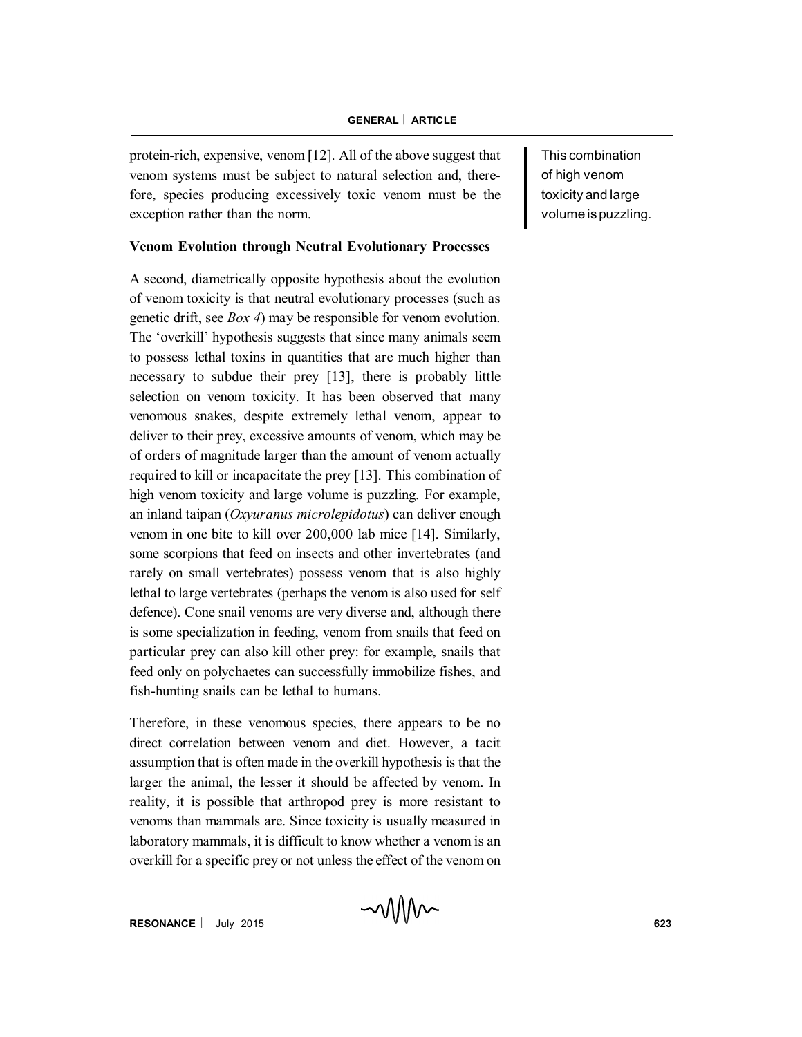protein-rich, expensive, venom [12]. All of the above suggest that venom systems must be subject to natural selection and, therefore, species producing excessively toxic venom must be the exception rather than the norm.

This combination of high venom toxicity and large volume is puzzling.

### Venom Evolution through Neutral Evolutionary Processes

A second, diametrically opposite hypothesis about the evolution of venom toxicity is that neutral evolutionary processes (such as genetic drift, see *Box 4*) may be responsible for venom evolution. The 'overkill' hypothesis suggests that since many animals seem to possess lethal toxins in quantities that are much higher than necessary to subdue their prey [13], there is probably little selection on venom toxicity. It has been observed that many venomous snakes, despite extremely lethal venom, appear to deliver to their prey, excessive amounts of venom, which may be of orders of magnitude larger than the amount of venom actually required to kill or incapacitate the prey [13]. This combination of high venom toxicity and large volume is puzzling. For example, an inland taipan (*Oxyuranus microlepidotus*) can deliver enough venom in one bite to kill over 200,000 lab mice [14]. Similarly, some scorpions that feed on insects and other invertebrates (and rarely on small vertebrates) possess venom that is also highly lethal to large vertebrates (perhaps the venom is also used for self defence). Cone snail venoms are very diverse and, although there is some specialization in feeding, venom from snails that feed on particular prey can also kill other prey: for example, snails that feed only on polychaetes can successfully immobilize fishes, and fish-hunting snails can be lethal to humans.

Therefore, in these venomous species, there appears to be no direct correlation between venom and diet. However, a tacit assumption that is often made in the overkill hypothesis is that the larger the animal, the lesser it should be affected by venom. In reality, it is possible that arthropod prey is more resistant to venoms than mammals are. Since toxicity is usually measured in laboratory mammals, it is difficult to know whether a venom is an overkill for a specific prey or not unless the effect of the venom on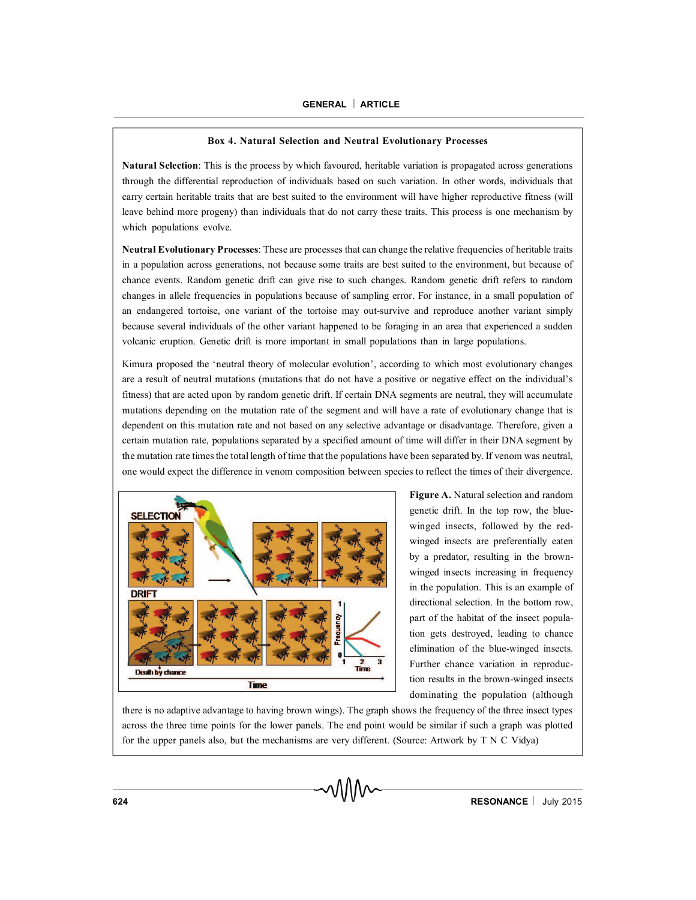### Box 4. Natural Selection and Neutral Evolutionary Processes

**Natural Selection**: This is the process by which favoured, heritable variation is propagated across generations through the differential reproduction of individuals based on such variation. In other words, individuals that carry certain heritable traits that are best suited to the environment will have higher reproductive fitness (will leave behind more progeny) than individuals that do not carry these traits. This process is one mechanism by which populations evolve.

**Neutral Evolutionary Processes**: These are processes that can change the relative frequencies of heritable traits in a population across generations, not because some traits are best suited to the environment, but because of chance events. Random genetic drift can give rise to such changes. Random genetic drift refers to random changes in allele frequencies in populations because of sampling error. For instance, in a small population of an endangered tortoise, one variant of the tortoise may out-survive and reproduce another variant simply because several individuals of the other variant happened to be foraging in an area that experienced a sudden volcanic eruption. Genetic drift is more important in small populations than in large populations.

Kimura proposed the 'neutral theory of molecular evolution', according to which most evolutionary changes are a result of neutral mutations (mutations that do not have a positive or negative effect on the individual's fitness) that are acted upon by random genetic drift. If certain DNA segments are neutral, they will accumulate mutations depending on the mutation rate of the segment and will have a rate of evolutionary change that is dependent on this mutation rate and not based on any selective advantage or disadvantage. Therefore, given a certain mutation rate, populations separated by a specified amount of time will differ in their DNA segment by the mutation rate times the total length of time that the populations have been separated by. If venom was neutral, one would expect the difference in venom composition between species to reflect the times of their divergence.

SELECTION

DRIFT

Death by chance

Frequency

1

0

1 2 3

Time

Time

**Figure A.** Natural selection and random genetic drift. In the top row, the blue-winged insects, followed by the red-winged insects are preferentially eaten by a predator, resulting in the brown-winged insects increasing in frequency in the population. This is an example of directional selection. In the bottom row, part of the habitat of the insect population gets destroyed, leading to chance elimination of the blue-winged insects. Further chance variation in reproduction results in the brown-winged insects dominating the population (although there is no adaptive advantage to having brown wings). The graph shows the frequency of the three insect types across the three time points for the lower panels. The end point would be similar if such a graph was plotted for the upper panels also, but the mechanisms are very different. (Source: Artwork by T N C Vidya)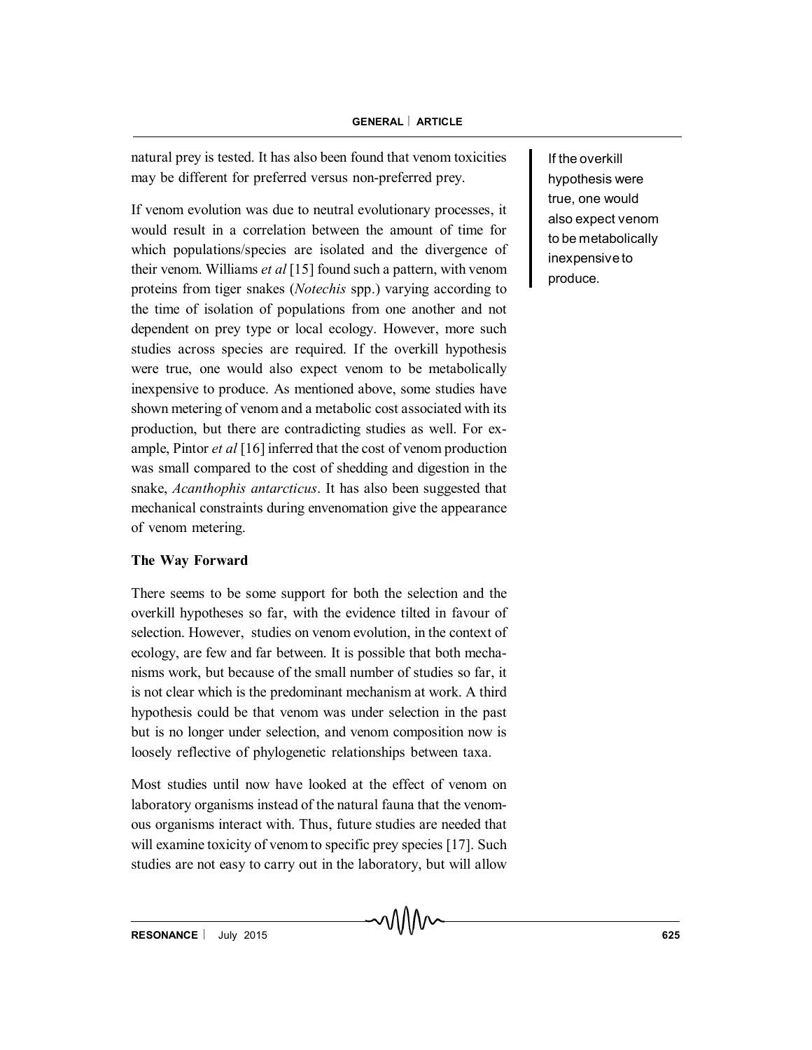natural prey is tested. It has also been found that venom toxicities may be different for preferred versus non-preferred prey.

If venom evolution was due to neutral evolutionary processes, it would result in a correlation between the amount of time for which populations/species are isolated and the divergence of their venom. Williams *et al* [15] found such a pattern, with venom proteins from tiger snakes (*Notechis* spp.) varying according to the time of isolation of populations from one another and not dependent on prey type or local ecology. However, more such studies across species are required. If the overkill hypothesis were true, one would also expect venom to be metabolically inexpensive to produce. As mentioned above, some studies have shown metering of venom and a metabolic cost associated with its production, but there are contradicting studies as well. For example, Pintor *et al* [16] inferred that the cost of venom production was small compared to the cost of shedding and digestion in the snake, *Acanthophis antarcticus*. It has also been suggested that mechanical constraints during envenomation give the appearance of venom metering.

If the overkill hypothesis were true, one would also expect venom to be metabolically inexpensive to produce.

### The Way Forward

There seems to be some support for both the selection and the overkill hypotheses so far, with the evidence tilted in favour of selection. However, studies on venom evolution, in the context of ecology, are few and far between. It is possible that both mechanisms work, but because of the small number of studies so far, it is not clear which is the predominant mechanism at work. A third hypothesis could be that venom was under selection in the past but is no longer under selection, and venom composition now is loosely reflective of phylogenetic relationships between taxa.

Most studies until now have looked at the effect of venom on laboratory organisms instead of the natural fauna that the venomous organisms interact with. Thus, future studies are needed that will examine toxicity of venom to specific prey species [17]. Such studies are not easy to carry out in the laboratory, but will allow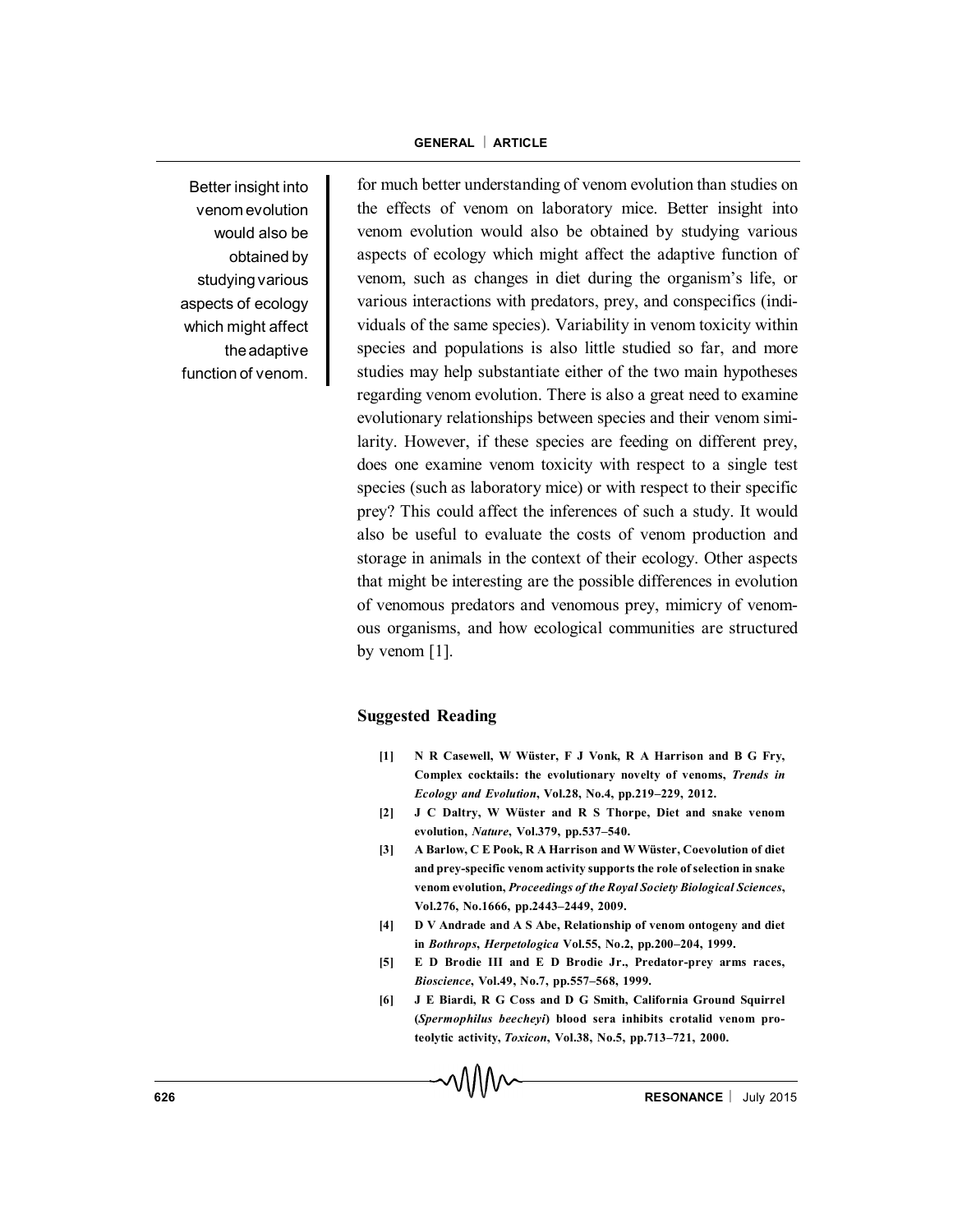Better insight into venom evolution would also be obtained by studying various aspects of ecology which might affect the adaptive function of venom.

for much better understanding of venom evolution than studies on the effects of venom on laboratory mice. Better insight into venom evolution would also be obtained by studying various aspects of ecology which might affect the adaptive function of venom, such as changes in diet during the organism's life, or various interactions with predators, prey, and conspecifics (individuals of the same species). Variability in venom toxicity within species and populations is also little studied so far, and more studies may help substantiate either of the two main hypotheses regarding venom evolution. There is also a great need to examine evolutionary relationships between species and their venom similarity. However, if these species are feeding on different prey, does one examine venom toxicity with respect to a single test species (such as laboratory mice) or with respect to their specific prey? This could affect the inferences of such a study. It would also be useful to evaluate the costs of venom production and storage in animals in the context of their ecology. Other aspects that might be interesting are the possible differences in evolution of venomous predators and venomous prey, mimicry of venomous organisms, and how ecological communities are structured by venom [1].

## Suggested Reading

**[1]** **N R Casewell, W Wüster, F J Vonk, R A Harrison and B G Fry, Complex cocktails: the evolutionary novelty of venoms, *Trends in Ecology and Evolution*, Vol.28, No.4, pp.219–229, 2012.**

**[2]** **J C Daltry, W Wüster and R S Thorpe, Diet and snake venom evolution, *Nature*, Vol.379, pp.537–540.**

**[3]** **A Barlow, C E Pook, R A Harrison and W Wüster, Coevolution of diet and prey-specific venom activity supports the role of selection in snake venom evolution, *Proceedings of the Royal Society Biological Sciences*, Vol.276, No.1666, pp.2443–2449, 2009.**

**[4]** **D V Andrade and A S Abe, Relationship of venom ontogeny and diet in *Bothrops*, *Herpetologica* Vol.55, No.2, pp.200–204, 1999.**

**[5]** **E D Brodie III and E D Brodie Jr., Predator-prey arms races, *Bioscience*, Vol.49, No.7, pp.557–568, 1999.**

**[6]** **J E Biardi, R G Coss and D G Smith, California Ground Squirrel (*Spermophilus beecheyi*) blood sera inhibits crotalid venom proteolytic activity, *Toxicon*, Vol.38, No.5, pp.713–721, 2000.**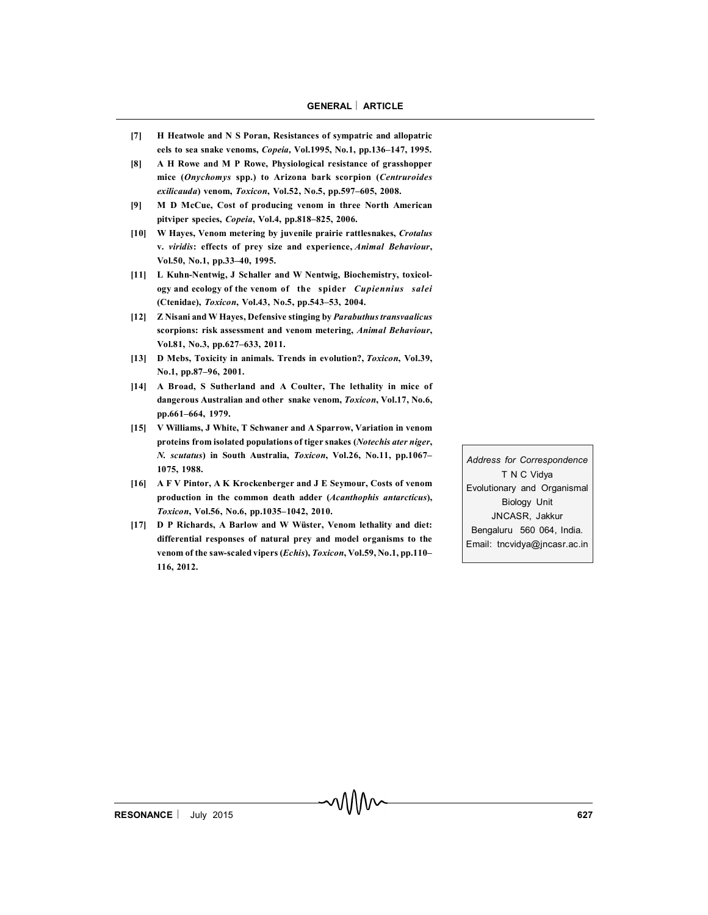**[7]** **H Heatwole and N S Poran, Resistances of sympatric and allopatric eels to sea snake venoms, *Copeia*, Vol.1995, No.1, pp.136–147, 1995.**

**[8]** **A H Rowe and M P Rowe, Physiological resistance of grasshopper mice (*Onychomys* spp.) to Arizona bark scorpion (*Centruroides exilicauda*) venom, *Toxicon*, Vol.52, No.5, pp.597–605, 2008.**

**[9]** **M D McCue, Cost of producing venom in three North American pitviper species, *Copeia*, Vol.4, pp.818–825, 2006.**

**[10]** **W Hayes, Venom metering by juvenile prairie rattlesnakes, *Crotalus* v. *viridis*: effects of prey size and experience, *Animal Behaviour*, Vol.50, No.1, pp.33–40, 1995.**

**[11]** **L Kuhn-Nentwig, J Schaller and W Nentwig, Biochemistry, toxicology and ecology of the venom of the spider *Cupiennius salei* (Ctenidae), *Toxicon*, Vol.43, No.5, pp.543–53, 2004.**

**[12]** **Z Nisani and W Hayes, Defensive stinging by *Parabuthus transvaalicus* scorpions: risk assessment and venom metering, *Animal Behaviour*, Vol.81, No.3, pp.627–633, 2011.**

**[13]** **D Mebs, Toxicity in animals. Trends in evolution?, *Toxicon*, Vol.39, No.1, pp.87–96, 2001.**

**]14]** **A Broad, S Sutherland and A Coulter, The lethality in mice of dangerous Australian and other snake venom, *Toxicon*, Vol.17, No.6, pp.661–664, 1979.**

**[15]** **V Williams, J White, T Schwaner and A Sparrow, Variation in venom proteins from isolated populations of tiger snakes (*Notechis ater niger*, *N. scutatus*) in South Australia, *Toxicon*, Vol.26, No.11, pp.1067–1075, 1988.**

**[16]** **A F V Pintor, A K Krockenberger and J E Seymour, Costs of venom production in the common death adder (*Acanthophis antarcticus*), *Toxicon*, Vol.56, No.6, pp.1035–1042, 2010.**

**[17]** **D P Richards, A Barlow and W Wüster, Venom lethality and diet: differential responses of natural prey and model organisms to the venom of the saw-scaled vipers (*Echis*), *Toxicon*, Vol.59, No.1, pp.110–116, 2012.**

*Address for Correspondence*
T N C Vidya
Evolutionary and Organismal Biology Unit
JNCASR, Jakkur
Bengaluru 560 064, India.
Email: tncvidya@jncasr.ac.in